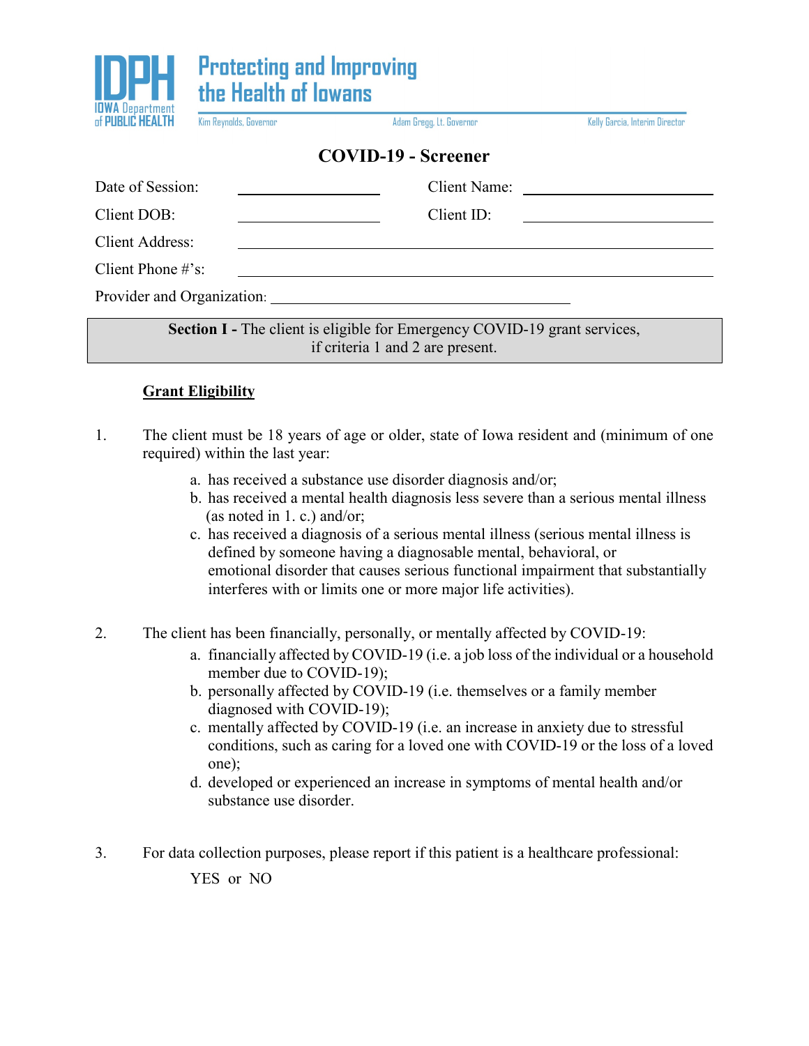**IDPH** IOWA Department of PUBLIC HEALTH

**Protecting and Improving the Health of Iowans**

Kim Reynolds, Governor — Adam Gregg, Lt. Governor — Kelly Garcia, Interim Director

# COVID-19 - Screener

Date of Session: ____________________ Client Name: ____________________

Client DOB: ____________________ Client ID: ____________________

Client Address: ________________________________________

Client Phone #'s: ________________________________________

Provider and Organization: ________________________________________

**Section I -** The client is eligible for Emergency COVID-19 grant services, if criteria 1 and 2 are present.

**Grant Eligibility**

1. The client must be 18 years of age or older, state of Iowa resident and (minimum of one required) within the last year:
   a. has received a substance use disorder diagnosis and/or;
   b. has received a mental health diagnosis less severe than a serious mental illness (as noted in 1. c.) and/or;
   c. has received a diagnosis of a serious mental illness (serious mental illness is defined by someone having a diagnosable mental, behavioral, or emotional disorder that causes serious functional impairment that substantially interferes with or limits one or more major life activities).

2. The client has been financially, personally, or mentally affected by COVID-19:
   a. financially affected by COVID-19 (i.e. a job loss of the individual or a household member due to COVID-19);
   b. personally affected by COVID-19 (i.e. themselves or a family member diagnosed with COVID-19);
   c. mentally affected by COVID-19 (i.e. an increase in anxiety due to stressful conditions, such as caring for a loved one with COVID-19 or the loss of a loved one);
   d. developed or experienced an increase in symptoms of mental health and/or substance use disorder.

3. For data collection purposes, please report if this patient is a healthcare professional:

   YES or NO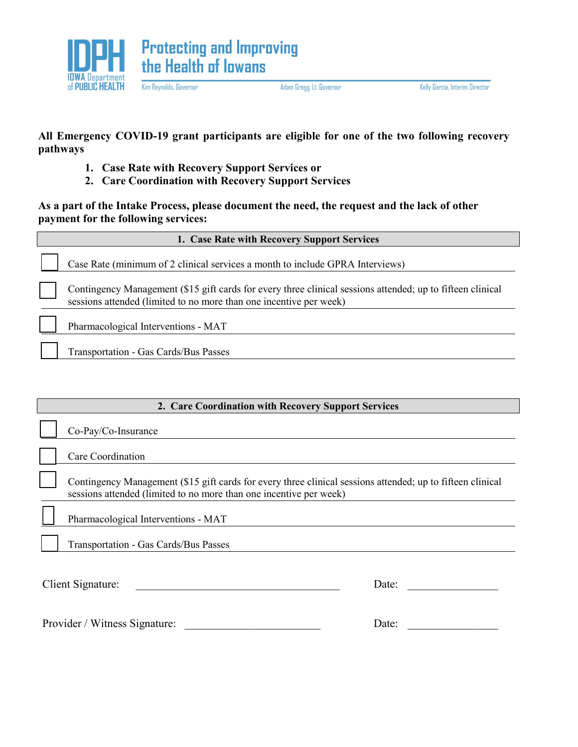IDPH IOWA Department of PUBLIC HEALTH

**Protecting and Improving the Health of Iowans**

Kim Reynolds, Governor | Adam Gregg, Lt. Governor | Kelly Garcia, Interim Director

**All Emergency COVID-19 grant participants are eligible for one of the two following recovery pathways**

1. **Case Rate with Recovery Support Services or**
2. **Care Coordination with Recovery Support Services**

**As a part of the Intake Process, please document the need, the request and the lack of other payment for the following services:**

| | **1. Case Rate with Recovery Support Services** |
|---|---|
| ☐ | Case Rate (minimum of 2 clinical services a month to include GPRA Interviews) |
| ☐ | Contingency Management ($15 gift cards for every three clinical sessions attended; up to fifteen clinical sessions attended (limited to no more than one incentive per week) |
| ☐ | Pharmacological Interventions - MAT |
| ☐ | Transportation - Gas Cards/Bus Passes |

| | **2. Care Coordination with Recovery Support Services** |
|---|---|
| ☐ | Co-Pay/Co-Insurance |
| ☐ | Care Coordination |
| ☐ | Contingency Management ($15 gift cards for every three clinical sessions attended; up to fifteen clinical sessions attended (limited to no more than one incentive per week) |
| ☐ | Pharmacological Interventions - MAT |
| ☐ | Transportation - Gas Cards/Bus Passes |

Client Signature: ______________________________ Date: ______________

Provider / Witness Signature: ______________________ Date: ______________